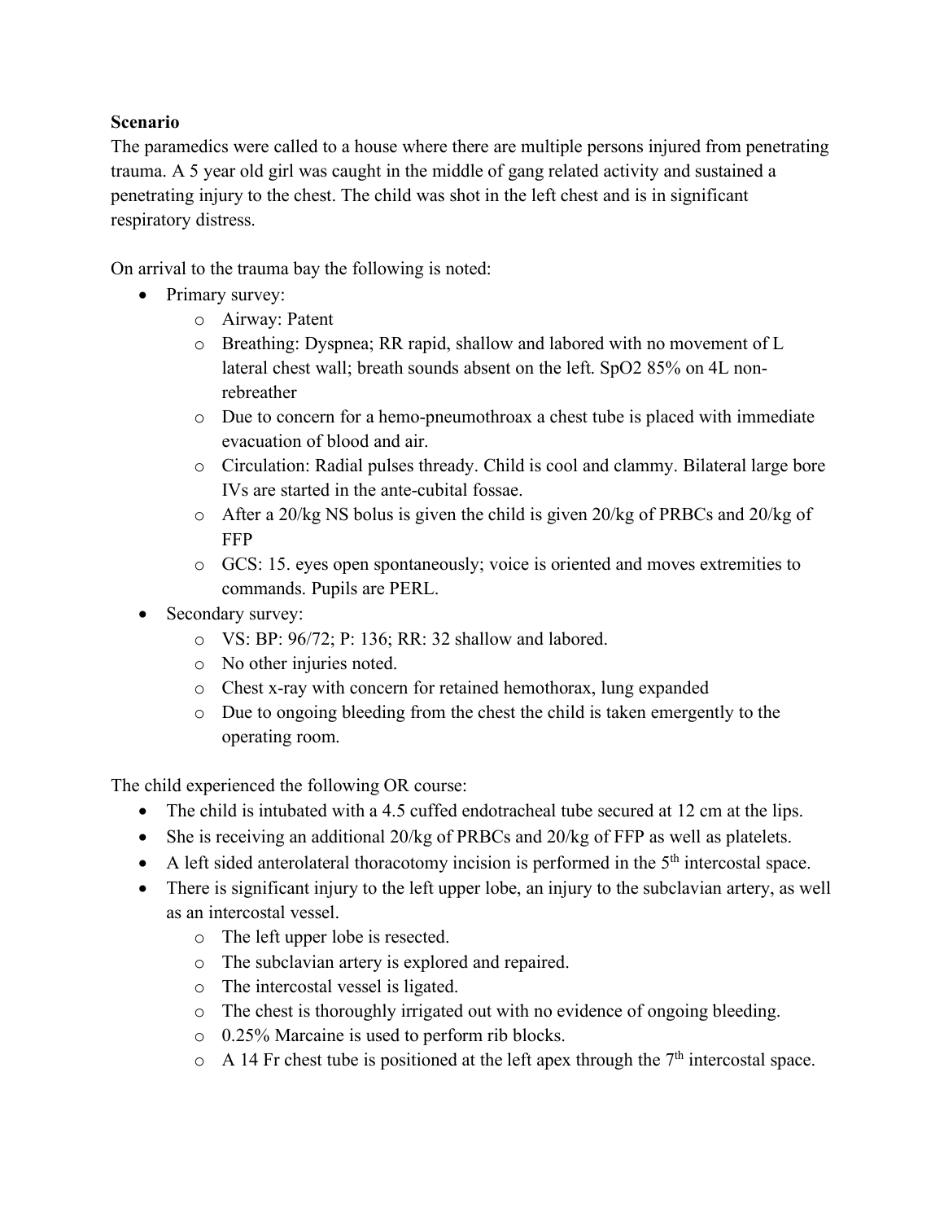**Scenario**

The paramedics were called to a house where there are multiple persons injured from penetrating trauma. A 5 year old girl was caught in the middle of gang related activity and sustained a penetrating injury to the chest. The child was shot in the left chest and is in significant respiratory distress.

On arrival to the trauma bay the following is noted:

- Primary survey:
  - Airway: Patent
  - Breathing: Dyspnea; RR rapid, shallow and labored with no movement of L lateral chest wall; breath sounds absent on the left. SpO2 85% on 4L non-rebreather
  - Due to concern for a hemo-pneumothroax a chest tube is placed with immediate evacuation of blood and air.
  - Circulation: Radial pulses thready. Child is cool and clammy. Bilateral large bore IVs are started in the ante-cubital fossae.
  - After a 20/kg NS bolus is given the child is given 20/kg of PRBCs and 20/kg of FFP
  - GCS: 15. eyes open spontaneously; voice is oriented and moves extremities to commands. Pupils are PERL.
- Secondary survey:
  - VS: BP: 96/72; P: 136; RR: 32 shallow and labored.
  - No other injuries noted.
  - Chest x-ray with concern for retained hemothorax, lung expanded
  - Due to ongoing bleeding from the chest the child is taken emergently to the operating room.

The child experienced the following OR course:

- The child is intubated with a 4.5 cuffed endotracheal tube secured at 12 cm at the lips.
- She is receiving an additional 20/kg of PRBCs and 20/kg of FFP as well as platelets.
- A left sided anterolateral thoracotomy incision is performed in the 5th intercostal space.
- There is significant injury to the left upper lobe, an injury to the subclavian artery, as well as an intercostal vessel.
  - The left upper lobe is resected.
  - The subclavian artery is explored and repaired.
  - The intercostal vessel is ligated.
  - The chest is thoroughly irrigated out with no evidence of ongoing bleeding.
  - 0.25% Marcaine is used to perform rib blocks.
  - A 14 Fr chest tube is positioned at the left apex through the 7th intercostal space.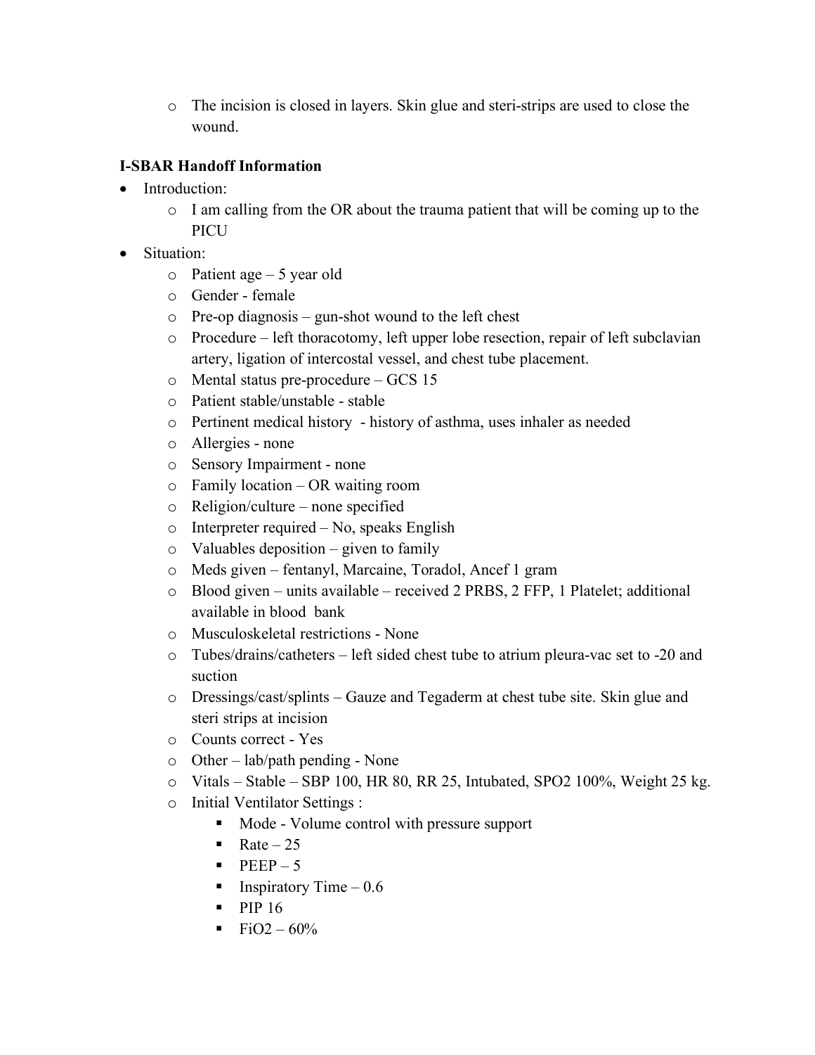- The incision is closed in layers. Skin glue and steri-strips are used to close the wound.

**I-SBAR Handoff Information**

- Introduction:
  - I am calling from the OR about the trauma patient that will be coming up to the PICU
- Situation:
  - Patient age – 5 year old
  - Gender - female
  - Pre-op diagnosis – gun-shot wound to the left chest
  - Procedure – left thoracotomy, left upper lobe resection, repair of left subclavian artery, ligation of intercostal vessel, and chest tube placement.
  - Mental status pre-procedure – GCS 15
  - Patient stable/unstable - stable
  - Pertinent medical history - history of asthma, uses inhaler as needed
  - Allergies - none
  - Sensory Impairment - none
  - Family location – OR waiting room
  - Religion/culture – none specified
  - Interpreter required – No, speaks English
  - Valuables deposition – given to family
  - Meds given – fentanyl, Marcaine, Toradol, Ancef 1 gram
  - Blood given – units available – received 2 PRBS, 2 FFP, 1 Platelet; additional available in blood bank
  - Musculoskeletal restrictions - None
  - Tubes/drains/catheters – left sided chest tube to atrium pleura-vac set to -20 and suction
  - Dressings/cast/splints – Gauze and Tegaderm at chest tube site. Skin glue and steri strips at incision
  - Counts correct - Yes
  - Other – lab/path pending - None
  - Vitals – Stable – SBP 100, HR 80, RR 25, Intubated, SPO2 100%, Weight 25 kg.
  - Initial Ventilator Settings :
    - Mode - Volume control with pressure support
    - Rate – 25
    - PEEP – 5
    - Inspiratory Time – 0.6
    - PIP 16
    - FiO2 – 60%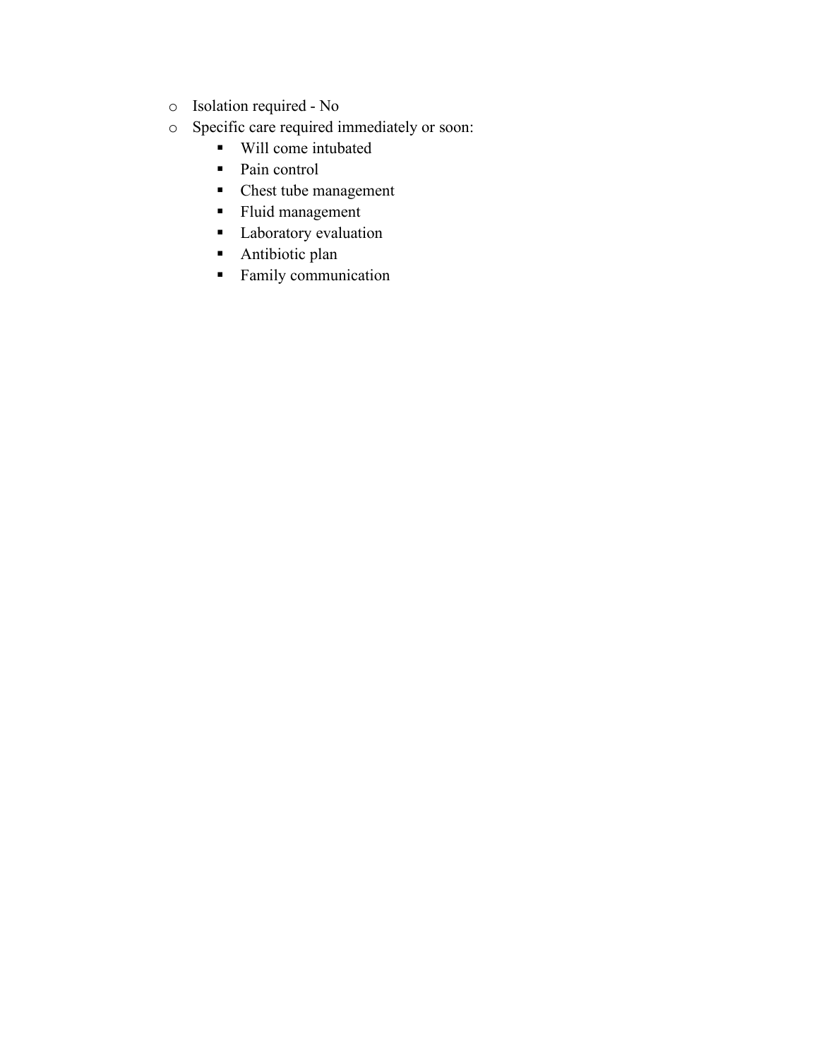- Isolation required - No
- Specific care required immediately or soon:
  - Will come intubated
  - Pain control
  - Chest tube management
  - Fluid management
  - Laboratory evaluation
  - Antibiotic plan
  - Family communication